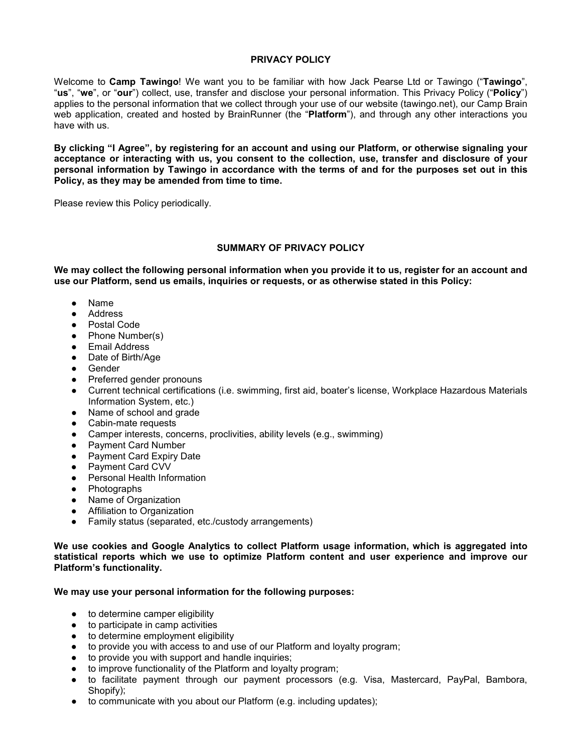# PRIVACY POLICY

Welcome to **Camp Tawingo**! We want you to be familiar with how Jack Pearse Ltd or Tawingo ("**Tawingo**", "**us**", "**we**", or "**our**") collect, use, transfer and disclose your personal information. This Privacy Policy ("**Policy**") applies to the personal information that we collect through your use of our website (tawingo.net), our Camp Brain web application, created and hosted by BrainRunner (the "**Platform**"), and through any other interactions you have with us.

**By clicking "I Agree", by registering for an account and using our Platform, or otherwise signaling your acceptance or interacting with us, you consent to the collection, use, transfer and disclosure of your personal information by Tawingo in accordance with the terms of and for the purposes set out in this Policy, as they may be amended from time to time.**

Please review this Policy periodically.

## SUMMARY OF PRIVACY POLICY

**We may collect the following personal information when you provide it to us, register for an account and use our Platform, send us emails, inquiries or requests, or as otherwise stated in this Policy:**

- Name
- Address
- Postal Code
- Phone Number(s)
- Email Address
- Date of Birth/Age
- Gender
- Preferred gender pronouns
- Current technical certifications (i.e. swimming, first aid, boater's license, Workplace Hazardous Materials Information System, etc.)
- Name of school and grade
- Cabin-mate requests
- Camper interests, concerns, proclivities, ability levels (e.g., swimming)
- Payment Card Number
- Payment Card Expiry Date
- Payment Card CVV
- Personal Health Information
- Photographs
- Name of Organization
- Affiliation to Organization
- Family status (separated, etc./custody arrangements)

**We use cookies and Google Analytics to collect Platform usage information, which is aggregated into statistical reports which we use to optimize Platform content and user experience and improve our Platform's functionality.**

**We may use your personal information for the following purposes:**

- to determine camper eligibility
- to participate in camp activities
- to determine employment eligibility
- to provide you with access to and use of our Platform and loyalty program;
- to provide you with support and handle inquiries;
- to improve functionality of the Platform and loyalty program;
- to facilitate payment through our payment processors (e.g. Visa, Mastercard, PayPal, Bambora, Shopify);
- to communicate with you about our Platform (e.g. including updates);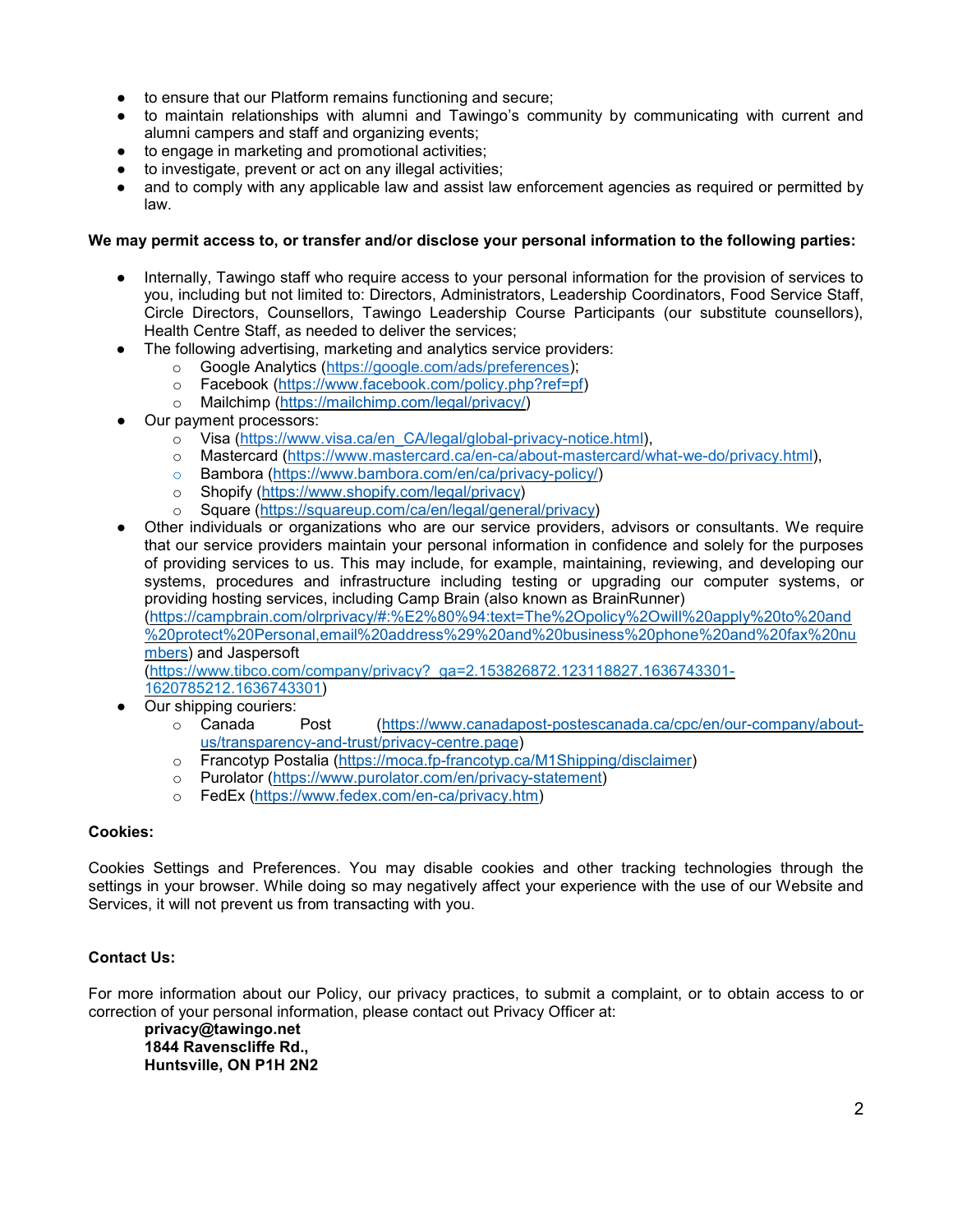- to ensure that our Platform remains functioning and secure;
- to maintain relationships with alumni and Tawingo's community by communicating with current and alumni campers and staff and organizing events;
- to engage in marketing and promotional activities;
- to investigate, prevent or act on any illegal activities;
- and to comply with any applicable law and assist law enforcement agencies as required or permitted by law.

**We may permit access to, or transfer and/or disclose your personal information to the following parties:**

- Internally, Tawingo staff who require access to your personal information for the provision of services to you, including but not limited to: Directors, Administrators, Leadership Coordinators, Food Service Staff, Circle Directors, Counsellors, Tawingo Leadership Course Participants (our substitute counsellors), Health Centre Staff, as needed to deliver the services;
- The following advertising, marketing and analytics service providers:
  - Google Analytics (https://google.com/ads/preferences);
  - Facebook (https://www.facebook.com/policy.php?ref=pf)
  - Mailchimp (https://mailchimp.com/legal/privacy/)
- Our payment processors:
  - Visa (https://www.visa.ca/en_CA/legal/global-privacy-notice.html),
  - Mastercard (https://www.mastercard.ca/en-ca/about-mastercard/what-we-do/privacy.html),
  - Bambora (https://www.bambora.com/en/ca/privacy-policy/)
  - Shopify (https://www.shopify.com/legal/privacy)
  - Square (https://squareup.com/ca/en/legal/general/privacy)
- Other individuals or organizations who are our service providers, advisors or consultants. We require that our service providers maintain your personal information in confidence and solely for the purposes of providing services to us. This may include, for example, maintaining, reviewing, and developing our systems, procedures and infrastructure including testing or upgrading our computer systems, or providing hosting services, including Camp Brain (also known as BrainRunner) (https://campbrain.com/olrprivacy/#:%E2%80%94:text=The%2Opolicy%2Owill%20apply%20to%20and%20protect%20Personal,email%20address%29%20and%20business%20phone%20and%20fax%20numbers) and Jaspersoft (https://www.tibco.com/company/privacy?_ga=2.153826872.123118827.1636743301-1620785212.1636743301)
- Our shipping couriers:
  - Canada Post (https://www.canadapost-postescanada.ca/cpc/en/our-company/about-us/transparency-and-trust/privacy-centre.page)
  - Francotyp Postalia (https://moca.fp-francotyp.ca/M1Shipping/disclaimer)
  - Purolator (https://www.purolator.com/en/privacy-statement)
  - FedEx (https://www.fedex.com/en-ca/privacy.htm)

**Cookies:**

Cookies Settings and Preferences. You may disable cookies and other tracking technologies through the settings in your browser. While doing so may negatively affect your experience with the use of our Website and Services, it will not prevent us from transacting with you.

**Contact Us:**

For more information about our Policy, our privacy practices, to submit a complaint, or to obtain access to or correction of your personal information, please contact out Privacy Officer at:

**privacy@tawingo.net**
**1844 Ravenscliffe Rd.,**
**Huntsville, ON P1H 2N2**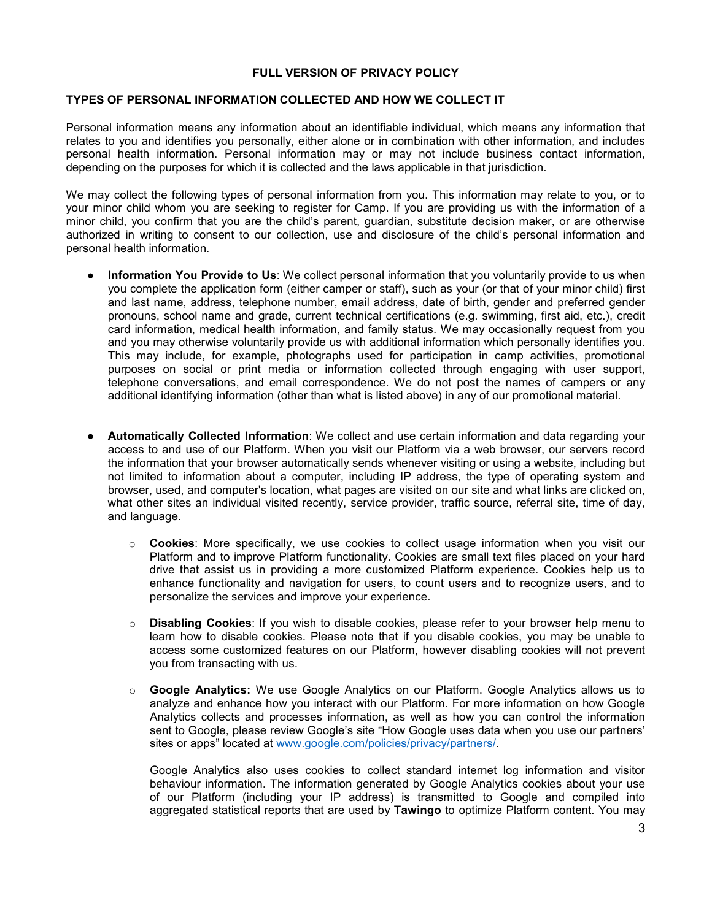## FULL VERSION OF PRIVACY POLICY

### TYPES OF PERSONAL INFORMATION COLLECTED AND HOW WE COLLECT IT

Personal information means any information about an identifiable individual, which means any information that relates to you and identifies you personally, either alone or in combination with other information, and includes personal health information. Personal information may or may not include business contact information, depending on the purposes for which it is collected and the laws applicable in that jurisdiction.

We may collect the following types of personal information from you. This information may relate to you, or to your minor child whom you are seeking to register for Camp. If you are providing us with the information of a minor child, you confirm that you are the child's parent, guardian, substitute decision maker, or are otherwise authorized in writing to consent to our collection, use and disclosure of the child's personal information and personal health information.

- **Information You Provide to Us**: We collect personal information that you voluntarily provide to us when you complete the application form (either camper or staff), such as your (or that of your minor child) first and last name, address, telephone number, email address, date of birth, gender and preferred gender pronouns, school name and grade, current technical certifications (e.g. swimming, first aid, etc.), credit card information, medical health information, and family status. We may occasionally request from you and you may otherwise voluntarily provide us with additional information which personally identifies you. This may include, for example, photographs used for participation in camp activities, promotional purposes on social or print media or information collected through engaging with user support, telephone conversations, and email correspondence. We do not post the names of campers or any additional identifying information (other than what is listed above) in any of our promotional material.

- **Automatically Collected Information**: We collect and use certain information and data regarding your access to and use of our Platform. When you visit our Platform via a web browser, our servers record the information that your browser automatically sends whenever visiting or using a website, including but not limited to information about a computer, including IP address, the type of operating system and browser, used, and computer's location, what pages are visited on our site and what links are clicked on, what other sites an individual visited recently, service provider, traffic source, referral site, time of day, and language.

  - **Cookies**: More specifically, we use cookies to collect usage information when you visit our Platform and to improve Platform functionality. Cookies are small text files placed on your hard drive that assist us in providing a more customized Platform experience. Cookies help us to enhance functionality and navigation for users, to count users and to recognize users, and to personalize the services and improve your experience.

  - **Disabling Cookies**: If you wish to disable cookies, please refer to your browser help menu to learn how to disable cookies. Please note that if you disable cookies, you may be unable to access some customized features on our Platform, however disabling cookies will not prevent you from transacting with us.

  - **Google Analytics:** We use Google Analytics on our Platform. Google Analytics allows us to analyze and enhance how you interact with our Platform. For more information on how Google Analytics collects and processes information, as well as how you can control the information sent to Google, please review Google's site "How Google uses data when you use our partners' sites or apps" located at [www.google.com/policies/privacy/partners/](http://www.google.com/policies/privacy/partners/).

    Google Analytics also uses cookies to collect standard internet log information and visitor behaviour information. The information generated by Google Analytics cookies about your use of our Platform (including your IP address) is transmitted to Google and compiled into aggregated statistical reports that are used by **Tawingo** to optimize Platform content. You may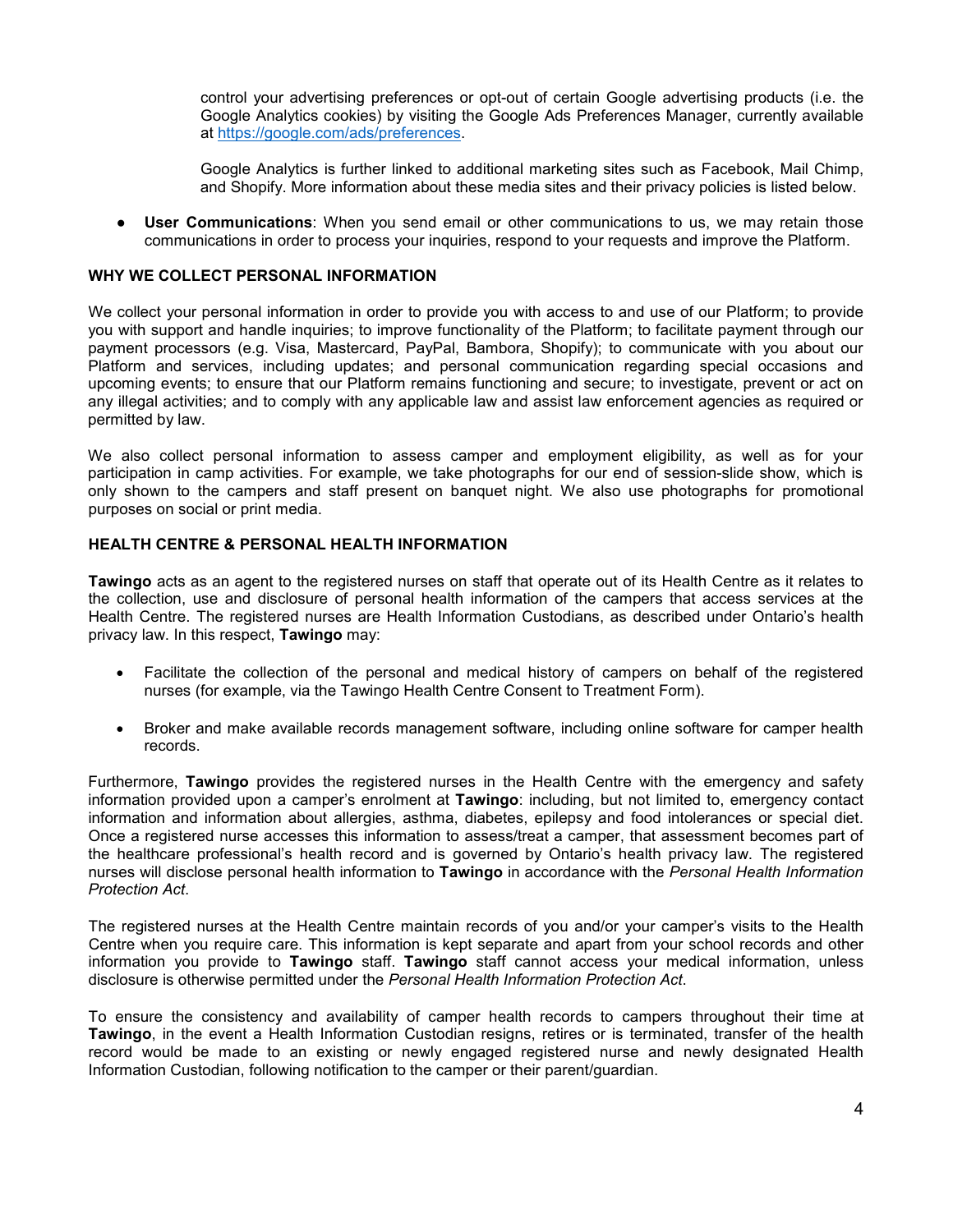control your advertising preferences or opt-out of certain Google advertising products (i.e. the Google Analytics cookies) by visiting the Google Ads Preferences Manager, currently available at [https://google.com/ads/preferences](https://google.com/ads/preferences).

Google Analytics is further linked to additional marketing sites such as Facebook, Mail Chimp, and Shopify. More information about these media sites and their privacy policies is listed below.

- **User Communications**: When you send email or other communications to us, we may retain those communications in order to process your inquiries, respond to your requests and improve the Platform.

**WHY WE COLLECT PERSONAL INFORMATION**

We collect your personal information in order to provide you with access to and use of our Platform; to provide you with support and handle inquiries; to improve functionality of the Platform; to facilitate payment through our payment processors (e.g. Visa, Mastercard, PayPal, Bambora, Shopify); to communicate with you about our Platform and services, including updates; and personal communication regarding special occasions and upcoming events; to ensure that our Platform remains functioning and secure; to investigate, prevent or act on any illegal activities; and to comply with any applicable law and assist law enforcement agencies as required or permitted by law.

We also collect personal information to assess camper and employment eligibility, as well as for your participation in camp activities. For example, we take photographs for our end of session-slide show, which is only shown to the campers and staff present on banquet night. We also use photographs for promotional purposes on social or print media.

**HEALTH CENTRE & PERSONAL HEALTH INFORMATION**

**Tawingo** acts as an agent to the registered nurses on staff that operate out of its Health Centre as it relates to the collection, use and disclosure of personal health information of the campers that access services at the Health Centre. The registered nurses are Health Information Custodians, as described under Ontario's health privacy law. In this respect, **Tawingo** may:

- Facilitate the collection of the personal and medical history of campers on behalf of the registered nurses (for example, via the Tawingo Health Centre Consent to Treatment Form).
- Broker and make available records management software, including online software for camper health records.

Furthermore, **Tawingo** provides the registered nurses in the Health Centre with the emergency and safety information provided upon a camper's enrolment at **Tawingo**: including, but not limited to, emergency contact information and information about allergies, asthma, diabetes, epilepsy and food intolerances or special diet. Once a registered nurse accesses this information to assess/treat a camper, that assessment becomes part of the healthcare professional's health record and is governed by Ontario's health privacy law. The registered nurses will disclose personal health information to **Tawingo** in accordance with the *Personal Health Information Protection Act*.

The registered nurses at the Health Centre maintain records of you and/or your camper's visits to the Health Centre when you require care. This information is kept separate and apart from your school records and other information you provide to **Tawingo** staff. **Tawingo** staff cannot access your medical information, unless disclosure is otherwise permitted under the *Personal Health Information Protection Act*.

To ensure the consistency and availability of camper health records to campers throughout their time at **Tawingo**, in the event a Health Information Custodian resigns, retires or is terminated, transfer of the health record would be made to an existing or newly engaged registered nurse and newly designated Health Information Custodian, following notification to the camper or their parent/guardian.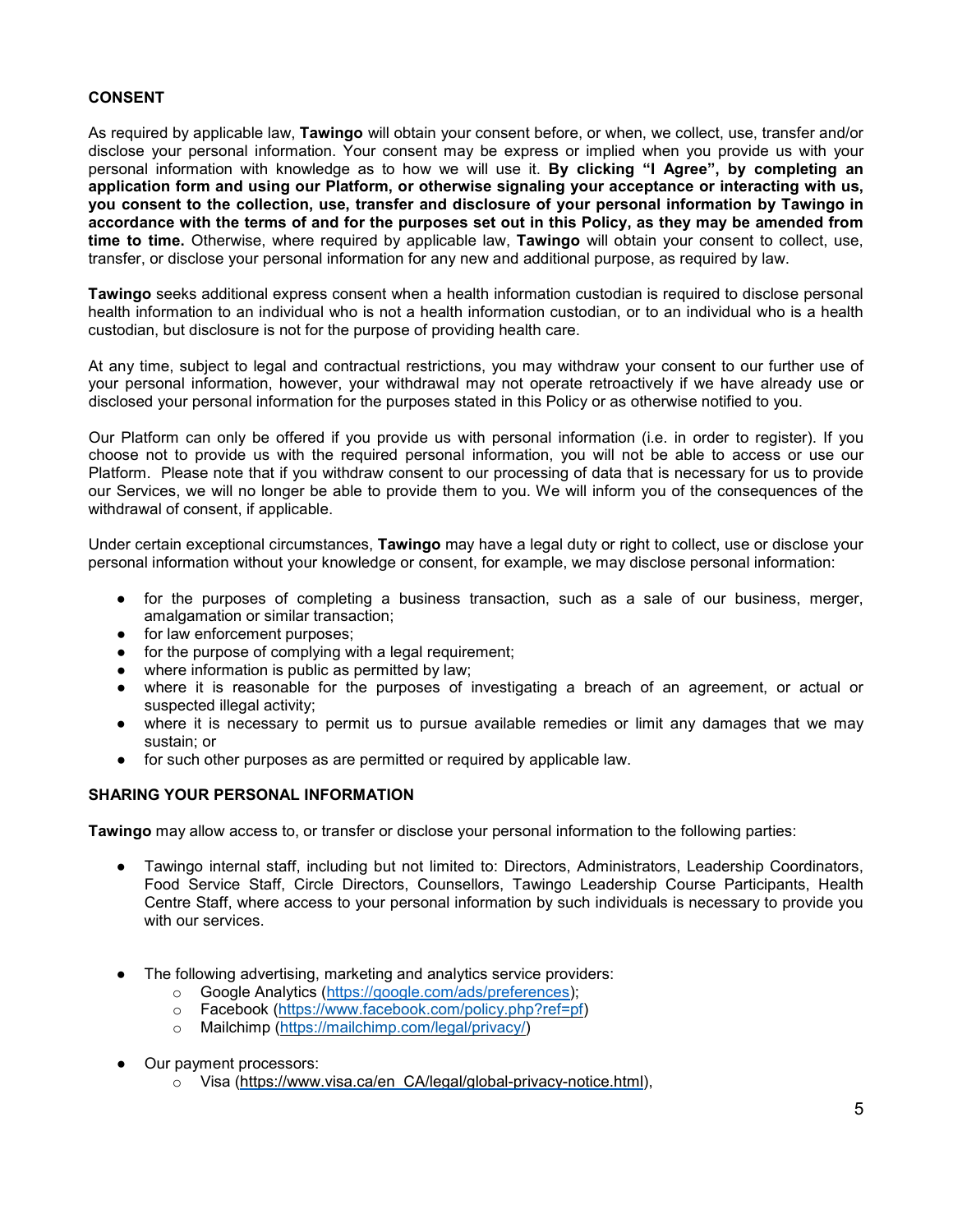### CONSENT

As required by applicable law, **Tawingo** will obtain your consent before, or when, we collect, use, transfer and/or disclose your personal information. Your consent may be express or implied when you provide us with your personal information with knowledge as to how we will use it. **By clicking "I Agree", by completing an application form and using our Platform, or otherwise signaling your acceptance or interacting with us, you consent to the collection, use, transfer and disclosure of your personal information by Tawingo in accordance with the terms of and for the purposes set out in this Policy, as they may be amended from time to time.** Otherwise, where required by applicable law, **Tawingo** will obtain your consent to collect, use, transfer, or disclose your personal information for any new and additional purpose, as required by law.

**Tawingo** seeks additional express consent when a health information custodian is required to disclose personal health information to an individual who is not a health information custodian, or to an individual who is a health custodian, but disclosure is not for the purpose of providing health care.

At any time, subject to legal and contractual restrictions, you may withdraw your consent to our further use of your personal information, however, your withdrawal may not operate retroactively if we have already use or disclosed your personal information for the purposes stated in this Policy or as otherwise notified to you.

Our Platform can only be offered if you provide us with personal information (i.e. in order to register). If you choose not to provide us with the required personal information, you will not be able to access or use our Platform. Please note that if you withdraw consent to our processing of data that is necessary for us to provide our Services, we will no longer be able to provide them to you. We will inform you of the consequences of the withdrawal of consent, if applicable.

Under certain exceptional circumstances, **Tawingo** may have a legal duty or right to collect, use or disclose your personal information without your knowledge or consent, for example, we may disclose personal information:

- for the purposes of completing a business transaction, such as a sale of our business, merger, amalgamation or similar transaction;
- for law enforcement purposes;
- for the purpose of complying with a legal requirement;
- where information is public as permitted by law;
- where it is reasonable for the purposes of investigating a breach of an agreement, or actual or suspected illegal activity;
- where it is necessary to permit us to pursue available remedies or limit any damages that we may sustain; or
- for such other purposes as are permitted or required by applicable law.

### SHARING YOUR PERSONAL INFORMATION

**Tawingo** may allow access to, or transfer or disclose your personal information to the following parties:

- Tawingo internal staff, including but not limited to: Directors, Administrators, Leadership Coordinators, Food Service Staff, Circle Directors, Counsellors, Tawingo Leadership Course Participants, Health Centre Staff, where access to your personal information by such individuals is necessary to provide you with our services.

- The following advertising, marketing and analytics service providers:
  - Google Analytics (https://google.com/ads/preferences);
  - Facebook (https://www.facebook.com/policy.php?ref=pf)
  - Mailchimp (https://mailchimp.com/legal/privacy/)

- Our payment processors:
  - Visa (https://www.visa.ca/en_CA/legal/global-privacy-notice.html),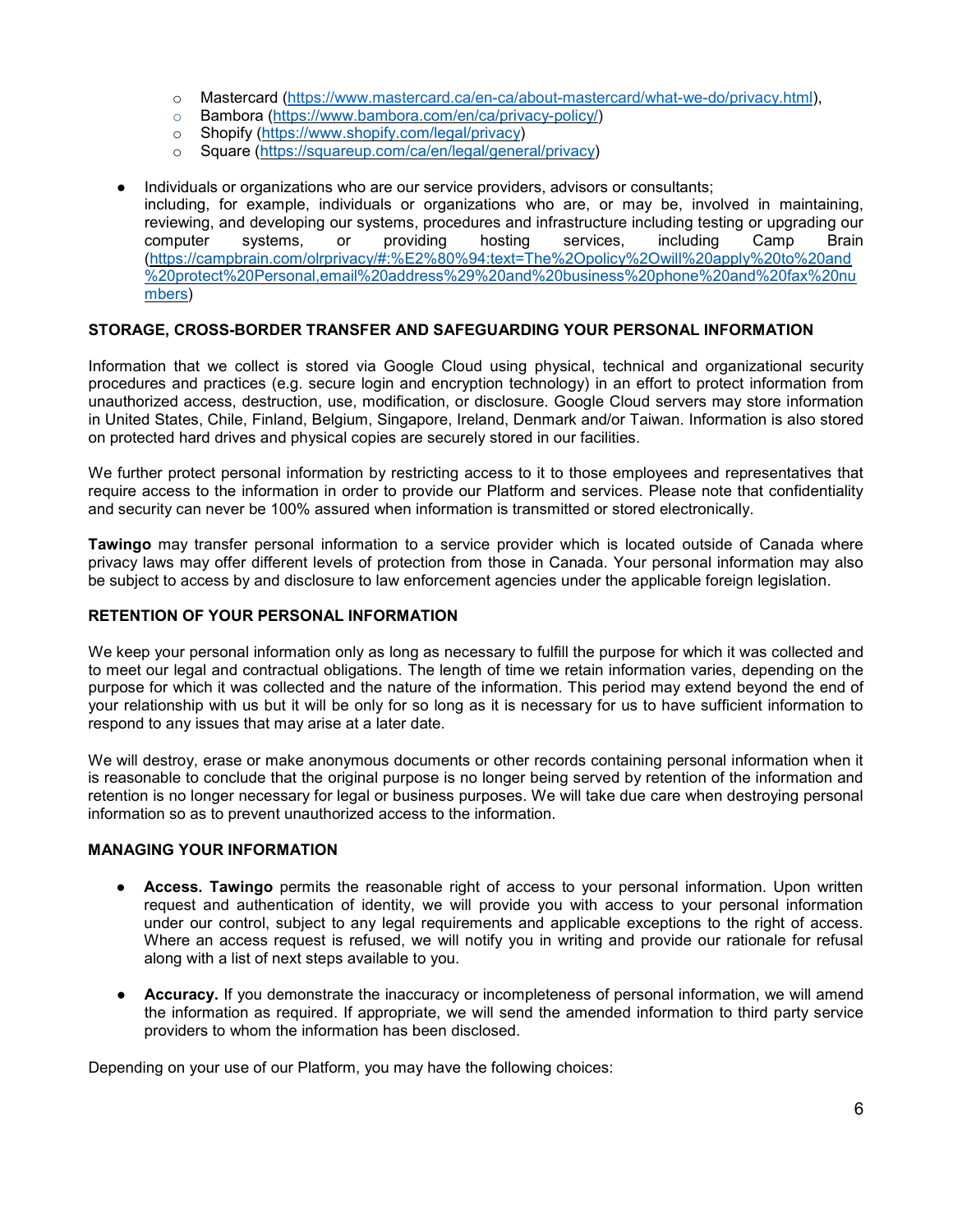- Mastercard (https://www.mastercard.ca/en-ca/about-mastercard/what-we-do/privacy.html),
    - Bambora (https://www.bambora.com/en/ca/privacy-policy/)
    - Shopify (https://www.shopify.com/legal/privacy)
    - Square (https://squareup.com/ca/en/legal/general/privacy)

- Individuals or organizations who are our service providers, advisors or consultants; including, for example, individuals or organizations who are, or may be, involved in maintaining, reviewing, and developing our systems, procedures and infrastructure including testing or upgrading our computer systems, or providing hosting services, including Camp Brain (https://campbrain.com/olrprivacy/#:%E2%80%94:text=The%2Opolicy%2Owill%20apply%20to%20and%20protect%20Personal,email%20address%29%20and%20business%20phone%20and%20fax%20numbers)

**STORAGE, CROSS-BORDER TRANSFER AND SAFEGUARDING YOUR PERSONAL INFORMATION**

Information that we collect is stored via Google Cloud using physical, technical and organizational security procedures and practices (e.g. secure login and encryption technology) in an effort to protect information from unauthorized access, destruction, use, modification, or disclosure. Google Cloud servers may store information in United States, Chile, Finland, Belgium, Singapore, Ireland, Denmark and/or Taiwan. Information is also stored on protected hard drives and physical copies are securely stored in our facilities.

We further protect personal information by restricting access to it to those employees and representatives that require access to the information in order to provide our Platform and services. Please note that confidentiality and security can never be 100% assured when information is transmitted or stored electronically.

**Tawingo** may transfer personal information to a service provider which is located outside of Canada where privacy laws may offer different levels of protection from those in Canada. Your personal information may also be subject to access by and disclosure to law enforcement agencies under the applicable foreign legislation.

**RETENTION OF YOUR PERSONAL INFORMATION**

We keep your personal information only as long as necessary to fulfill the purpose for which it was collected and to meet our legal and contractual obligations. The length of time we retain information varies, depending on the purpose for which it was collected and the nature of the information. This period may extend beyond the end of your relationship with us but it will be only for so long as it is necessary for us to have sufficient information to respond to any issues that may arise at a later date.

We will destroy, erase or make anonymous documents or other records containing personal information when it is reasonable to conclude that the original purpose is no longer being served by retention of the information and retention is no longer necessary for legal or business purposes. We will take due care when destroying personal information so as to prevent unauthorized access to the information.

**MANAGING YOUR INFORMATION**

- **Access. Tawingo** permits the reasonable right of access to your personal information. Upon written request and authentication of identity, we will provide you with access to your personal information under our control, subject to any legal requirements and applicable exceptions to the right of access. Where an access request is refused, we will notify you in writing and provide our rationale for refusal along with a list of next steps available to you.

- **Accuracy.** If you demonstrate the inaccuracy or incompleteness of personal information, we will amend the information as required. If appropriate, we will send the amended information to third party service providers to whom the information has been disclosed.

Depending on your use of our Platform, you may have the following choices: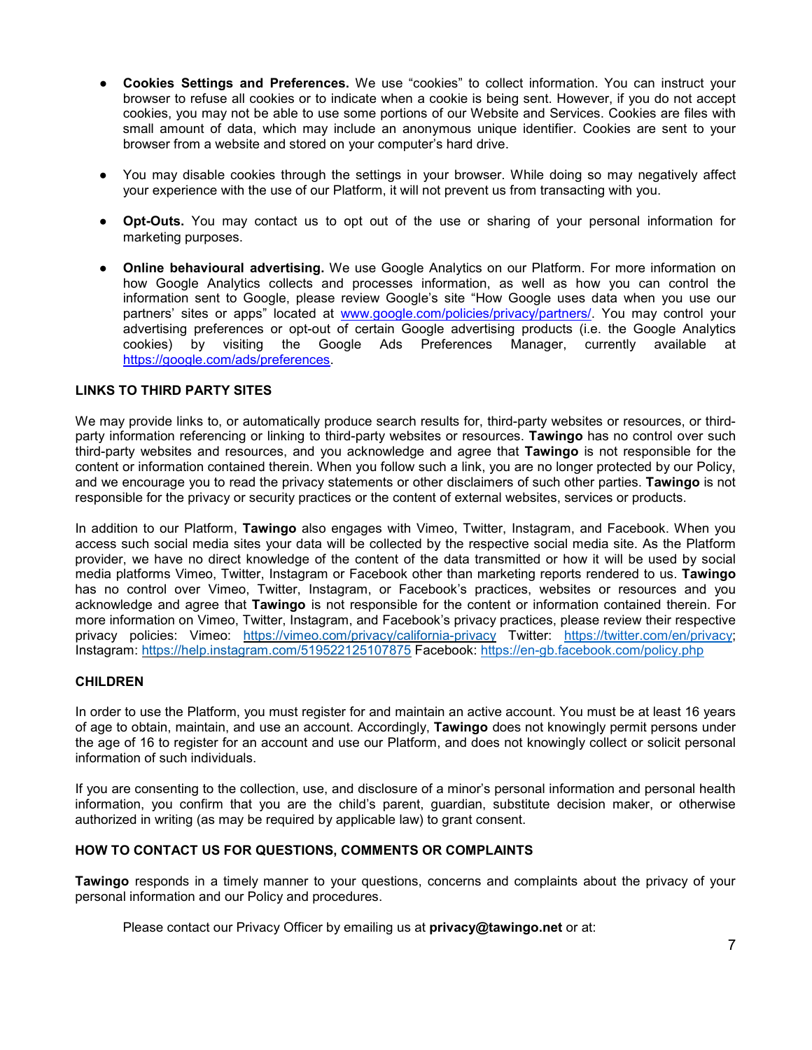- **Cookies Settings and Preferences.** We use “cookies” to collect information. You can instruct your browser to refuse all cookies or to indicate when a cookie is being sent. However, if you do not accept cookies, you may not be able to use some portions of our Website and Services. Cookies are files with small amount of data, which may include an anonymous unique identifier. Cookies are sent to your browser from a website and stored on your computer’s hard drive.

- You may disable cookies through the settings in your browser. While doing so may negatively affect your experience with the use of our Platform, it will not prevent us from transacting with you.

- **Opt-Outs.** You may contact us to opt out of the use or sharing of your personal information for marketing purposes.

- **Online behavioural advertising.** We use Google Analytics on our Platform. For more information on how Google Analytics collects and processes information, as well as how you can control the information sent to Google, please review Google’s site “How Google uses data when you use our partners’ sites or apps” located at [www.google.com/policies/privacy/partners/](http://www.google.com/policies/privacy/partners/). You may control your advertising preferences or opt-out of certain Google advertising products (i.e. the Google Analytics cookies) by visiting the Google Ads Preferences Manager, currently available at [https://google.com/ads/preferences](https://google.com/ads/preferences).

## LINKS TO THIRD PARTY SITES

We may provide links to, or automatically produce search results for, third-party websites or resources, or third-party information referencing or linking to third-party websites or resources. **Tawingo** has no control over such third-party websites and resources, and you acknowledge and agree that **Tawingo** is not responsible for the content or information contained therein. When you follow such a link, you are no longer protected by our Policy, and we encourage you to read the privacy statements or other disclaimers of such other parties. **Tawingo** is not responsible for the privacy or security practices or the content of external websites, services or products.

In addition to our Platform, **Tawingo** also engages with Vimeo, Twitter, Instagram, and Facebook. When you access such social media sites your data will be collected by the respective social media site. As the Platform provider, we have no direct knowledge of the content of the data transmitted or how it will be used by social media platforms Vimeo, Twitter, Instagram or Facebook other than marketing reports rendered to us. **Tawingo** has no control over Vimeo, Twitter, Instagram, or Facebook’s practices, websites or resources and you acknowledge and agree that **Tawingo** is not responsible for the content or information contained therein. For more information on Vimeo, Twitter, Instagram, and Facebook’s privacy practices, please review their respective privacy policies: Vimeo: [https://vimeo.com/privacy/california-privacy](https://vimeo.com/privacy/california-privacy) Twitter: [https://twitter.com/en/privacy](https://twitter.com/en/privacy); Instagram: [https://help.instagram.com/519522125107875](https://help.instagram.com/519522125107875) Facebook: [https://en-gb.facebook.com/policy.php](https://en-gb.facebook.com/policy.php)

## CHILDREN

In order to use the Platform, you must register for and maintain an active account. You must be at least 16 years of age to obtain, maintain, and use an account. Accordingly, **Tawingo** does not knowingly permit persons under the age of 16 to register for an account and use our Platform, and does not knowingly collect or solicit personal information of such individuals.

If you are consenting to the collection, use, and disclosure of a minor’s personal information and personal health information, you confirm that you are the child’s parent, guardian, substitute decision maker, or otherwise authorized in writing (as may be required by applicable law) to grant consent.

## HOW TO CONTACT US FOR QUESTIONS, COMMENTS OR COMPLAINTS

**Tawingo** responds in a timely manner to your questions, concerns and complaints about the privacy of your personal information and our Policy and procedures.

Please contact our Privacy Officer by emailing us at **privacy@tawingo.net** or at: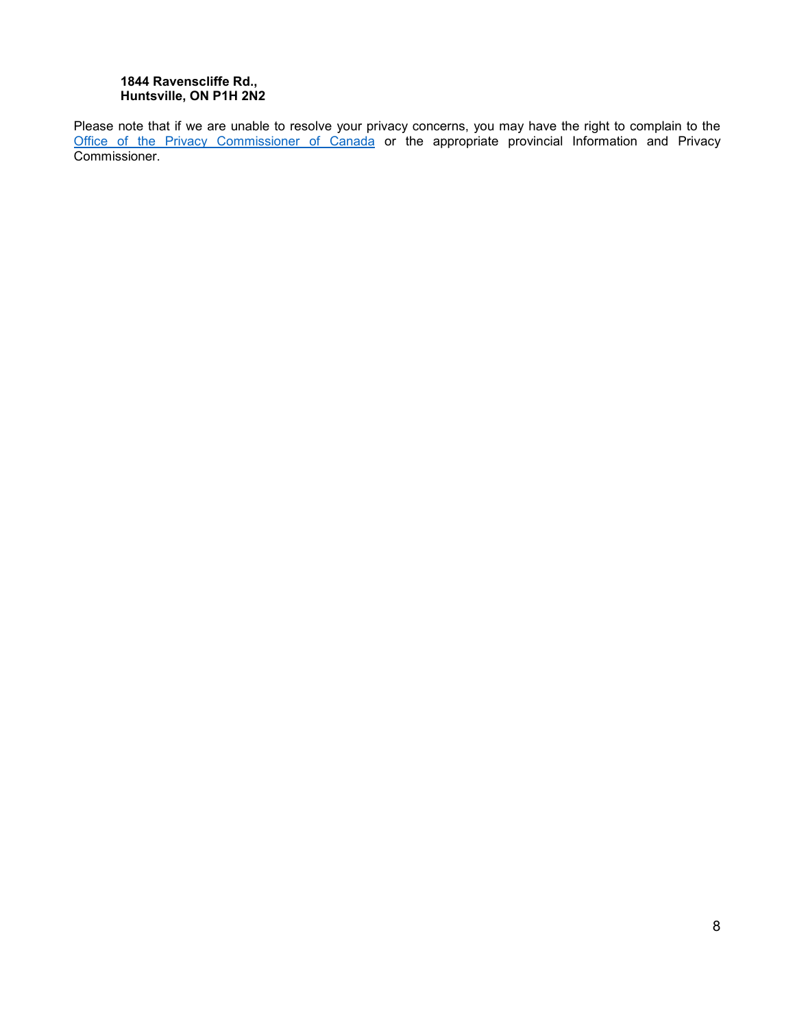**1844 Ravenscliffe Rd.,**
**Huntsville, ON P1H 2N2**

Please note that if we are unable to resolve your privacy concerns, you may have the right to complain to the Office of the Privacy Commissioner of Canada or the appropriate provincial Information and Privacy Commissioner.